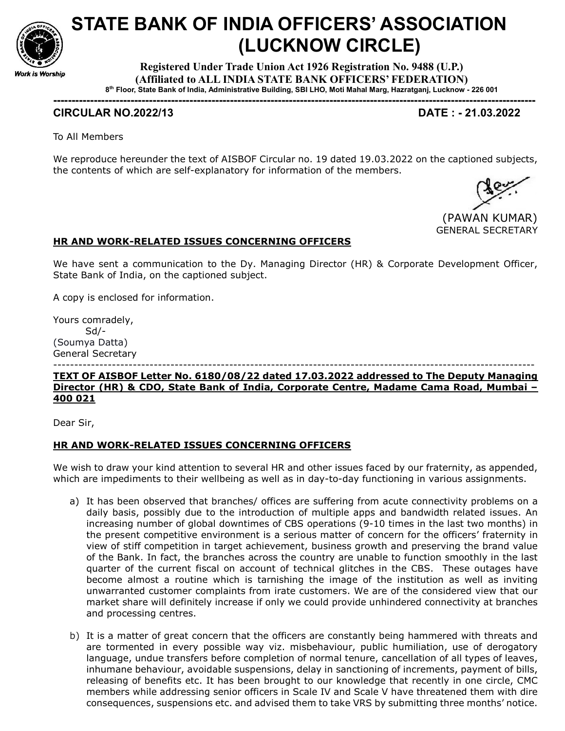# STATE BANK OF INDIA OFFICERS' ASSOCIATION (LUCKNOW CIRCLE)

**Registered Under Trade Union Act 1926 Registration No. 9488 (U.P.)**
**(Affiliated to ALL INDIA STATE BANK OFFICERS' FEDERATION)**
**8th Floor, State Bank of India, Administrative Building, SBI LHO, Moti Mahal Marg, Hazratganj, Lucknow - 226 001**

Work is Worship

---

**CIRCULAR NO.2022/13** **DATE : - 21.03.2022**

To All Members

We reproduce hereunder the text of AISBOF Circular no. 19 dated 19.03.2022 on the captioned subjects, the contents of which are self-explanatory for information of the members.

(PAWAN KUMAR)
GENERAL SECRETARY

**HR AND WORK-RELATED ISSUES CONCERNING OFFICERS**

We have sent a communication to the Dy. Managing Director (HR) & Corporate Development Officer, State Bank of India, on the captioned subject.

A copy is enclosed for information.

Yours comradely,
Sd/-
(Soumya Datta)
General Secretary

---

**TEXT OF AISBOF Letter No. 6180/08/22 dated 17.03.2022 addressed to The Deputy Managing Director (HR) & CDO, State Bank of India, Corporate Centre, Madame Cama Road, Mumbai – 400 021**

Dear Sir,

**HR AND WORK-RELATED ISSUES CONCERNING OFFICERS**

We wish to draw your kind attention to several HR and other issues faced by our fraternity, as appended, which are impediments to their wellbeing as well as in day-to-day functioning in various assignments.

a) It has been observed that branches/ offices are suffering from acute connectivity problems on a daily basis, possibly due to the introduction of multiple apps and bandwidth related issues. An increasing number of global downtimes of CBS operations (9-10 times in the last two months) in the present competitive environment is a serious matter of concern for the officers' fraternity in view of stiff competition in target achievement, business growth and preserving the brand value of the Bank. In fact, the branches across the country are unable to function smoothly in the last quarter of the current fiscal on account of technical glitches in the CBS. These outages have become almost a routine which is tarnishing the image of the institution as well as inviting unwarranted customer complaints from irate customers. We are of the considered view that our market share will definitely increase if only we could provide unhindered connectivity at branches and processing centres.

b) It is a matter of great concern that the officers are constantly being hammered with threats and are tormented in every possible way viz. misbehaviour, public humiliation, use of derogatory language, undue transfers before completion of normal tenure, cancellation of all types of leaves, inhumane behaviour, avoidable suspensions, delay in sanctioning of increments, payment of bills, releasing of benefits etc. It has been brought to our knowledge that recently in one circle, CMC members while addressing senior officers in Scale IV and Scale V have threatened them with dire consequences, suspensions etc. and advised them to take VRS by submitting three months' notice.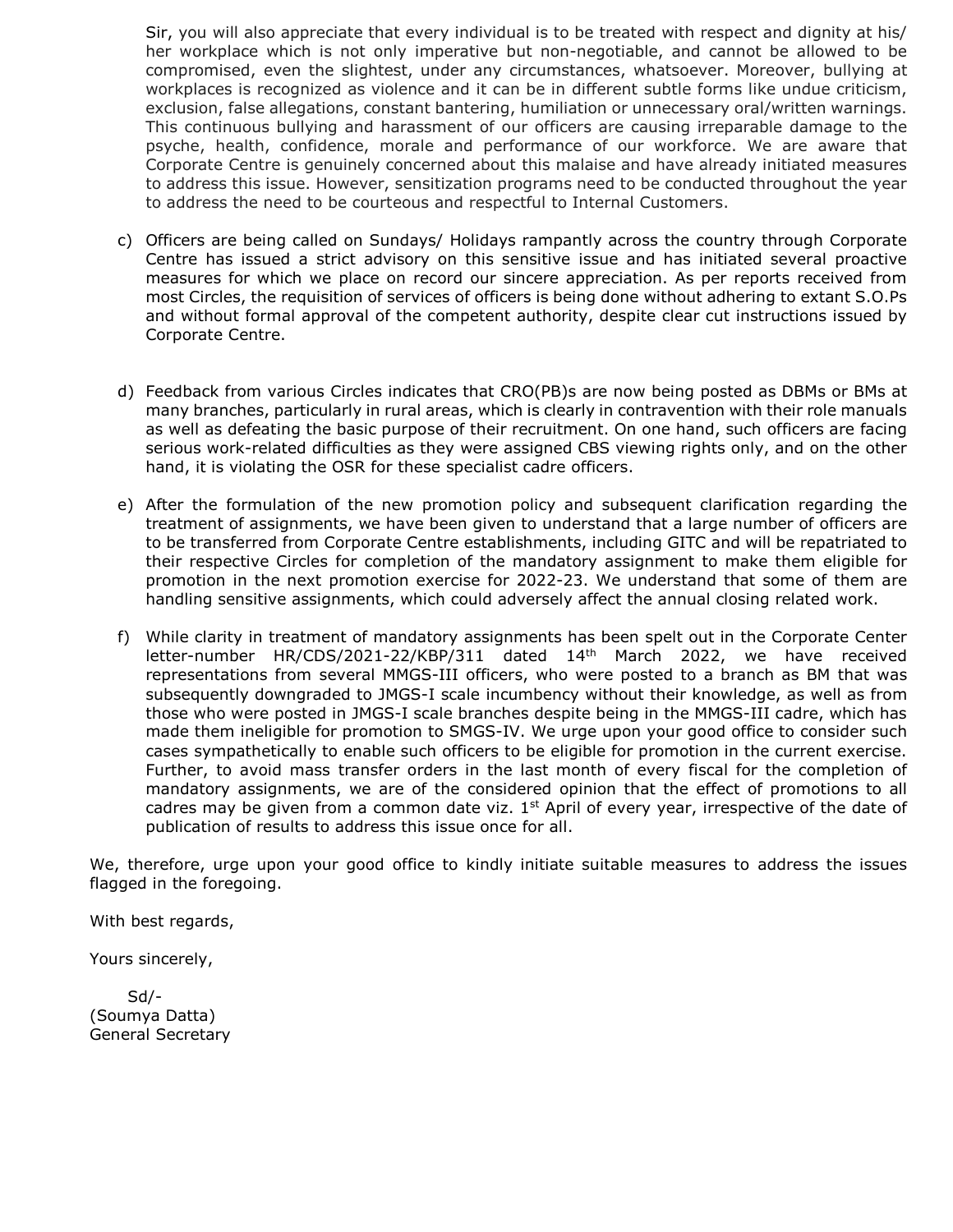Sir, you will also appreciate that every individual is to be treated with respect and dignity at his/ her workplace which is not only imperative but non-negotiable, and cannot be allowed to be compromised, even the slightest, under any circumstances, whatsoever. Moreover, bullying at workplaces is recognized as violence and it can be in different subtle forms like undue criticism, exclusion, false allegations, constant bantering, humiliation or unnecessary oral/written warnings. This continuous bullying and harassment of our officers are causing irreparable damage to the psyche, health, confidence, morale and performance of our workforce. We are aware that Corporate Centre is genuinely concerned about this malaise and have already initiated measures to address this issue. However, sensitization programs need to be conducted throughout the year to address the need to be courteous and respectful to Internal Customers.

c) Officers are being called on Sundays/ Holidays rampantly across the country through Corporate Centre has issued a strict advisory on this sensitive issue and has initiated several proactive measures for which we place on record our sincere appreciation. As per reports received from most Circles, the requisition of services of officers is being done without adhering to extant S.O.Ps and without formal approval of the competent authority, despite clear cut instructions issued by Corporate Centre.

d) Feedback from various Circles indicates that CRO(PB)s are now being posted as DBMs or BMs at many branches, particularly in rural areas, which is clearly in contravention with their role manuals as well as defeating the basic purpose of their recruitment. On one hand, such officers are facing serious work-related difficulties as they were assigned CBS viewing rights only, and on the other hand, it is violating the OSR for these specialist cadre officers.

e) After the formulation of the new promotion policy and subsequent clarification regarding the treatment of assignments, we have been given to understand that a large number of officers are to be transferred from Corporate Centre establishments, including GITC and will be repatriated to their respective Circles for completion of the mandatory assignment to make them eligible for promotion in the next promotion exercise for 2022-23. We understand that some of them are handling sensitive assignments, which could adversely affect the annual closing related work.

f) While clarity in treatment of mandatory assignments has been spelt out in the Corporate Center letter-number HR/CDS/2021-22/KBP/311 dated 14th March 2022, we have received representations from several MMGS-III officers, who were posted to a branch as BM that was subsequently downgraded to JMGS-I scale incumbency without their knowledge, as well as from those who were posted in JMGS-I scale branches despite being in the MMGS-III cadre, which has made them ineligible for promotion to SMGS-IV. We urge upon your good office to consider such cases sympathetically to enable such officers to be eligible for promotion in the current exercise. Further, to avoid mass transfer orders in the last month of every fiscal for the completion of mandatory assignments, we are of the considered opinion that the effect of promotions to all cadres may be given from a common date viz. 1st April of every year, irrespective of the date of publication of results to address this issue once for all.

We, therefore, urge upon your good office to kindly initiate suitable measures to address the issues flagged in the foregoing.

With best regards,

Yours sincerely,

Sd/-
(Soumya Datta)
General Secretary